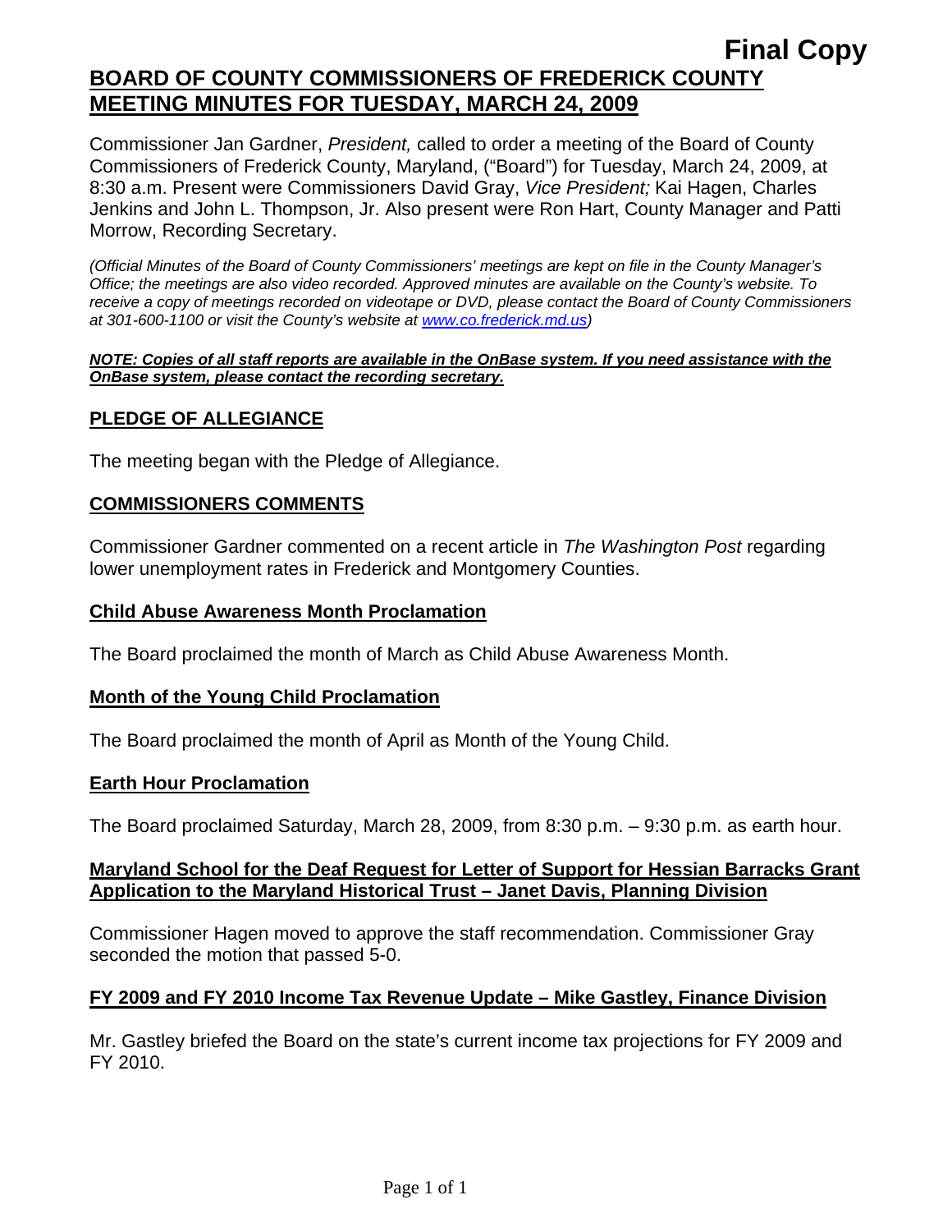**Final Copy**

# BOARD OF COUNTY COMMISSIONERS OF FREDERICK COUNTY MEETING MINUTES FOR TUESDAY, MARCH 24, 2009

Commissioner Jan Gardner, *President,* called to order a meeting of the Board of County Commissioners of Frederick County, Maryland, ("Board") for Tuesday, March 24, 2009, at 8:30 a.m. Present were Commissioners David Gray, *Vice President;* Kai Hagen, Charles Jenkins and John L. Thompson, Jr. Also present were Ron Hart, County Manager and Patti Morrow, Recording Secretary.

*(Official Minutes of the Board of County Commissioners' meetings are kept on file in the County Manager's Office; the meetings are also video recorded. Approved minutes are available on the County's website. To receive a copy of meetings recorded on videotape or DVD, please contact the Board of County Commissioners at 301-600-1100 or visit the County's website at www.co.frederick.md.us)*

***NOTE: Copies of all staff reports are available in the OnBase system. If you need assistance with the OnBase system, please contact the recording secretary.***

## PLEDGE OF ALLEGIANCE

The meeting began with the Pledge of Allegiance.

## COMMISSIONERS COMMENTS

Commissioner Gardner commented on a recent article in *The Washington Post* regarding lower unemployment rates in Frederick and Montgomery Counties.

### Child Abuse Awareness Month Proclamation

The Board proclaimed the month of March as Child Abuse Awareness Month.

### Month of the Young Child Proclamation

The Board proclaimed the month of April as Month of the Young Child.

### Earth Hour Proclamation

The Board proclaimed Saturday, March 28, 2009, from 8:30 p.m. – 9:30 p.m. as earth hour.

### Maryland School for the Deaf Request for Letter of Support for Hessian Barracks Grant Application to the Maryland Historical Trust – Janet Davis, Planning Division

Commissioner Hagen moved to approve the staff recommendation. Commissioner Gray seconded the motion that passed 5-0.

### FY 2009 and FY 2010 Income Tax Revenue Update – Mike Gastley, Finance Division

Mr. Gastley briefed the Board on the state's current income tax projections for FY 2009 and FY 2010.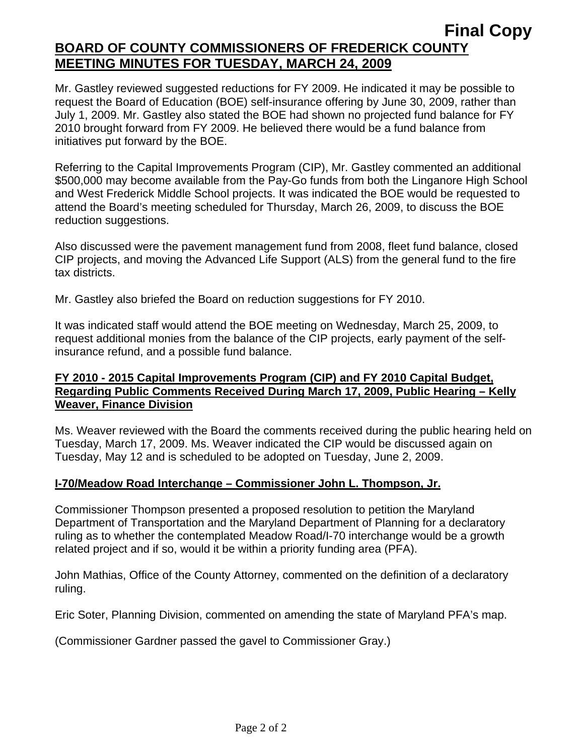**Final Copy**

**BOARD OF COUNTY COMMISSIONERS OF FREDERICK COUNTY MEETING MINUTES FOR TUESDAY, MARCH 24, 2009**

Mr. Gastley reviewed suggested reductions for FY 2009. He indicated it may be possible to request the Board of Education (BOE) self-insurance offering by June 30, 2009, rather than July 1, 2009. Mr. Gastley also stated the BOE had shown no projected fund balance for FY 2010 brought forward from FY 2009. He believed there would be a fund balance from initiatives put forward by the BOE.

Referring to the Capital Improvements Program (CIP), Mr. Gastley commented an additional $500,000 may become available from the Pay-Go funds from both the Linganore High School and West Frederick Middle School projects. It was indicated the BOE would be requested to attend the Board's meeting scheduled for Thursday, March 26, 2009, to discuss the BOE reduction suggestions.

Also discussed were the pavement management fund from 2008, fleet fund balance, closed CIP projects, and moving the Advanced Life Support (ALS) from the general fund to the fire tax districts.

Mr. Gastley also briefed the Board on reduction suggestions for FY 2010.

It was indicated staff would attend the BOE meeting on Wednesday, March 25, 2009, to request additional monies from the balance of the CIP projects, early payment of the self-insurance refund, and a possible fund balance.

**FY 2010 - 2015 Capital Improvements Program (CIP) and FY 2010 Capital Budget, Regarding Public Comments Received During March 17, 2009, Public Hearing – Kelly Weaver, Finance Division**

Ms. Weaver reviewed with the Board the comments received during the public hearing held on Tuesday, March 17, 2009. Ms. Weaver indicated the CIP would be discussed again on Tuesday, May 12 and is scheduled to be adopted on Tuesday, June 2, 2009.

**I-70/Meadow Road Interchange – Commissioner John L. Thompson, Jr.**

Commissioner Thompson presented a proposed resolution to petition the Maryland Department of Transportation and the Maryland Department of Planning for a declaratory ruling as to whether the contemplated Meadow Road/I-70 interchange would be a growth related project and if so, would it be within a priority funding area (PFA).

John Mathias, Office of the County Attorney, commented on the definition of a declaratory ruling.

Eric Soter, Planning Division, commented on amending the state of Maryland PFA's map.

(Commissioner Gardner passed the gavel to Commissioner Gray.)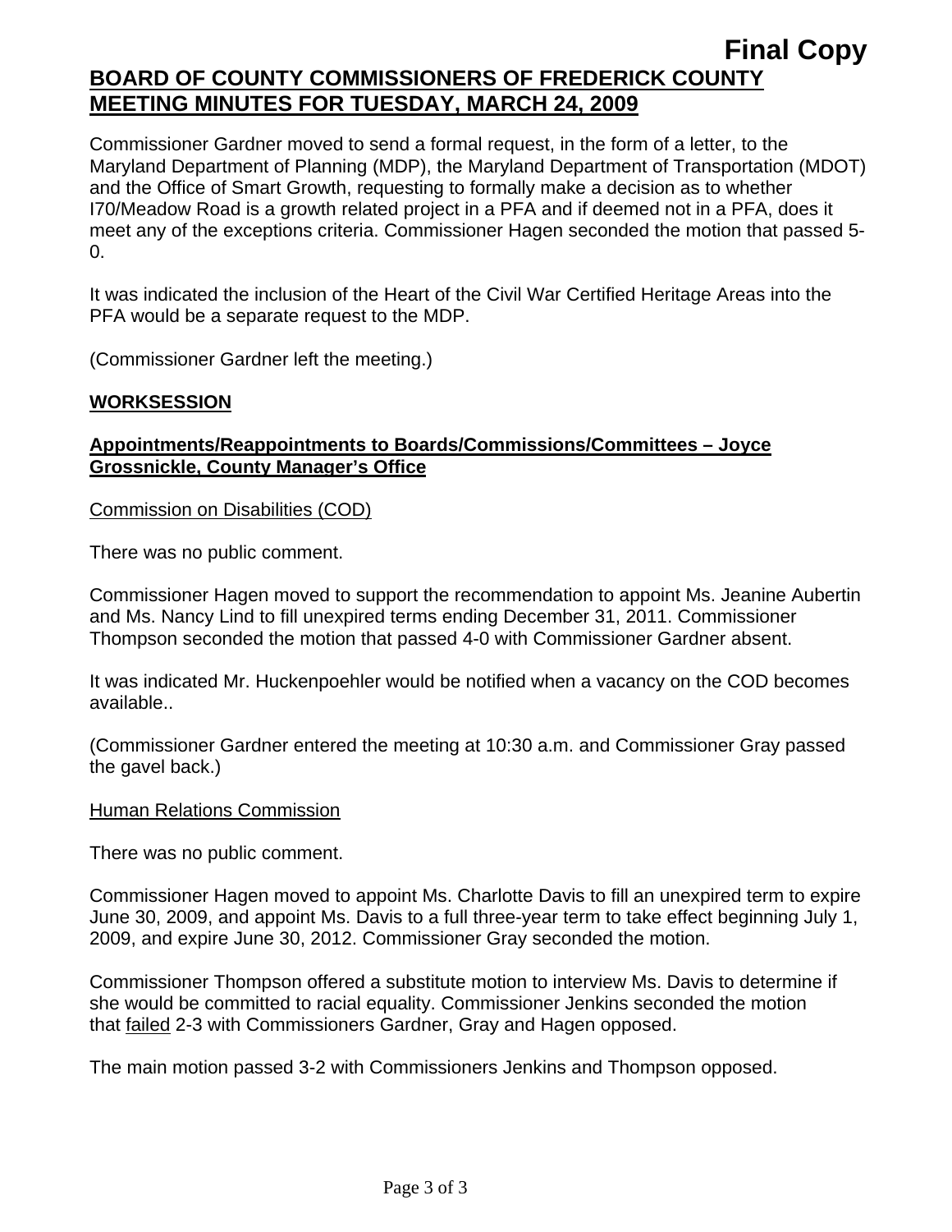**Final Copy**

**BOARD OF COUNTY COMMISSIONERS OF FREDERICK COUNTY**
**MEETING MINUTES FOR TUESDAY, MARCH 24, 2009**

Commissioner Gardner moved to send a formal request, in the form of a letter, to the Maryland Department of Planning (MDP), the Maryland Department of Transportation (MDOT) and the Office of Smart Growth, requesting to formally make a decision as to whether I70/Meadow Road is a growth related project in a PFA and if deemed not in a PFA, does it meet any of the exceptions criteria. Commissioner Hagen seconded the motion that passed 5-0.

It was indicated the inclusion of the Heart of the Civil War Certified Heritage Areas into the PFA would be a separate request to the MDP.

(Commissioner Gardner left the meeting.)

## WORKSESSION

### Appointments/Reappointments to Boards/Commissions/Committees – Joyce Grossnickle, County Manager's Office

Commission on Disabilities (COD)

There was no public comment.

Commissioner Hagen moved to support the recommendation to appoint Ms. Jeanine Aubertin and Ms. Nancy Lind to fill unexpired terms ending December 31, 2011. Commissioner Thompson seconded the motion that passed 4-0 with Commissioner Gardner absent.

It was indicated Mr. Huckenpoehler would be notified when a vacancy on the COD becomes available..

(Commissioner Gardner entered the meeting at 10:30 a.m. and Commissioner Gray passed the gavel back.)

Human Relations Commission

There was no public comment.

Commissioner Hagen moved to appoint Ms. Charlotte Davis to fill an unexpired term to expire June 30, 2009, and appoint Ms. Davis to a full three-year term to take effect beginning July 1, 2009, and expire June 30, 2012. Commissioner Gray seconded the motion.

Commissioner Thompson offered a substitute motion to interview Ms. Davis to determine if she would be committed to racial equality. Commissioner Jenkins seconded the motion that failed 2-3 with Commissioners Gardner, Gray and Hagen opposed.

The main motion passed 3-2 with Commissioners Jenkins and Thompson opposed.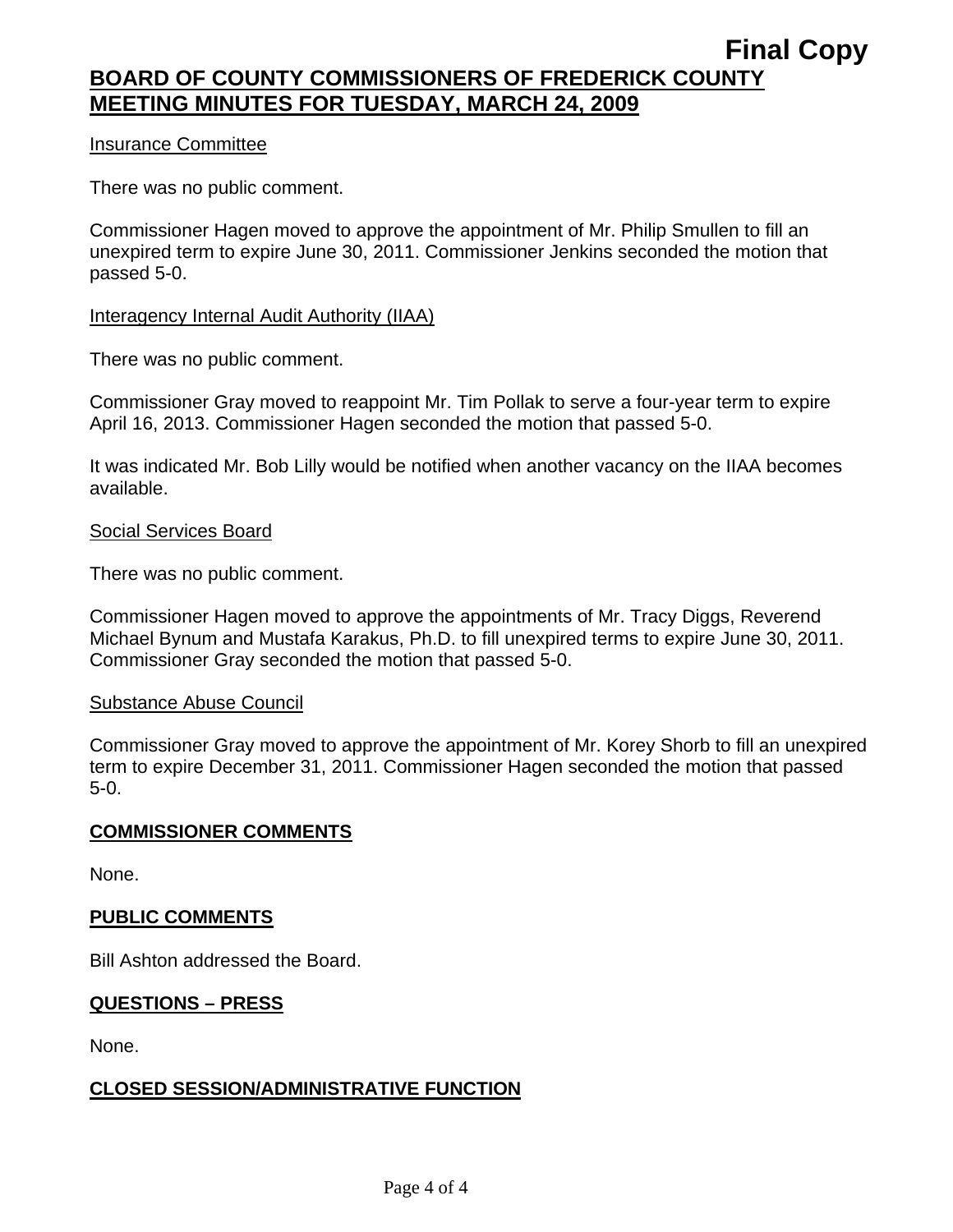Final Copy

**BOARD OF COUNTY COMMISSIONERS OF FREDERICK COUNTY**
**MEETING MINUTES FOR TUESDAY, MARCH 24, 2009**

Insurance Committee

There was no public comment.

Commissioner Hagen moved to approve the appointment of Mr. Philip Smullen to fill an unexpired term to expire June 30, 2011. Commissioner Jenkins seconded the motion that passed 5-0.

Interagency Internal Audit Authority (IIAA)

There was no public comment.

Commissioner Gray moved to reappoint Mr. Tim Pollak to serve a four-year term to expire April 16, 2013. Commissioner Hagen seconded the motion that passed 5-0.

It was indicated Mr. Bob Lilly would be notified when another vacancy on the IIAA becomes available.

Social Services Board

There was no public comment.

Commissioner Hagen moved to approve the appointments of Mr. Tracy Diggs, Reverend Michael Bynum and Mustafa Karakus, Ph.D. to fill unexpired terms to expire June 30, 2011. Commissioner Gray seconded the motion that passed 5-0.

Substance Abuse Council

Commissioner Gray moved to approve the appointment of Mr. Korey Shorb to fill an unexpired term to expire December 31, 2011. Commissioner Hagen seconded the motion that passed 5-0.

**COMMISSIONER COMMENTS**

None.

**PUBLIC COMMENTS**

Bill Ashton addressed the Board.

**QUESTIONS – PRESS**

None.

**CLOSED SESSION/ADMINISTRATIVE FUNCTION**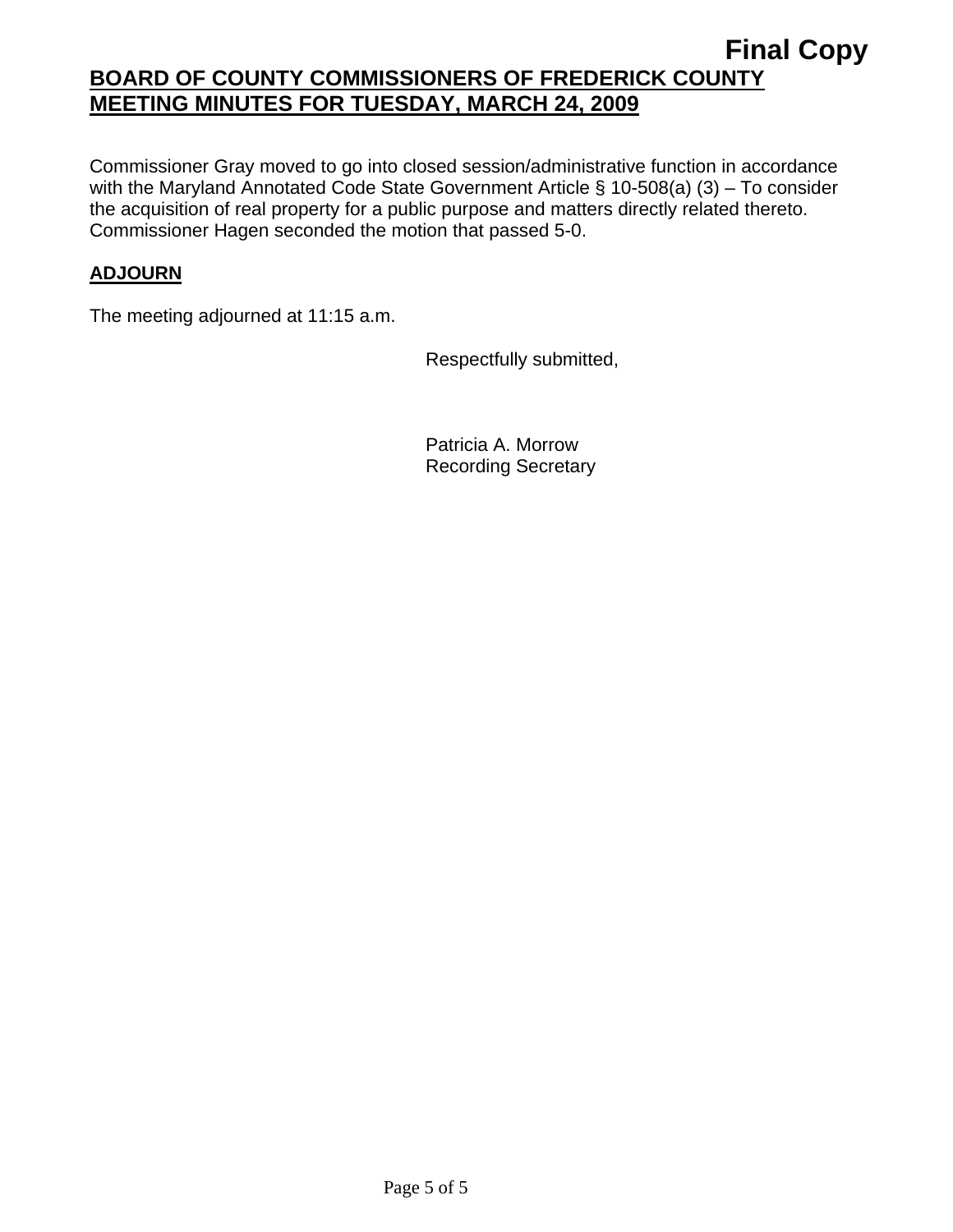Commissioner Gray moved to go into closed session/administrative function in accordance with the Maryland Annotated Code State Government Article § 10-508(a) (3) – To consider the acquisition of real property for a public purpose and matters directly related thereto. Commissioner Hagen seconded the motion that passed 5-0.

**ADJOURN**

The meeting adjourned at 11:15 a.m.

Respectfully submitted,

Patricia A. Morrow
Recording Secretary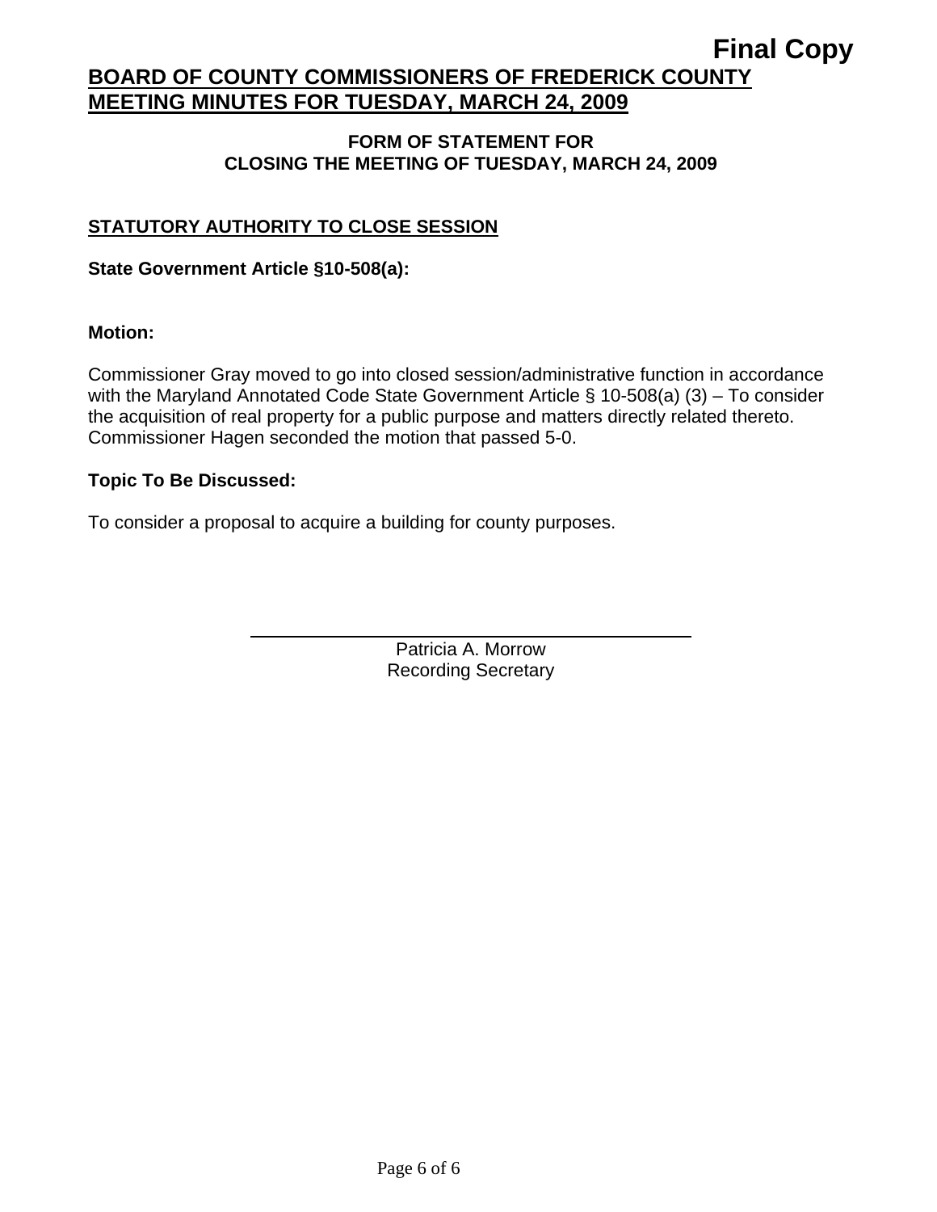**FORM OF STATEMENT FOR**
**CLOSING THE MEETING OF TUESDAY, MARCH 24, 2009**

**STATUTORY AUTHORITY TO CLOSE SESSION**

**State Government Article §10-508(a):**

**Motion:**

Commissioner Gray moved to go into closed session/administrative function in accordance with the Maryland Annotated Code State Government Article § 10-508(a) (3) – To consider the acquisition of real property for a public purpose and matters directly related thereto. Commissioner Hagen seconded the motion that passed 5-0.

**Topic To Be Discussed:**

To consider a proposal to acquire a building for county purposes.

Patricia A. Morrow
Recording Secretary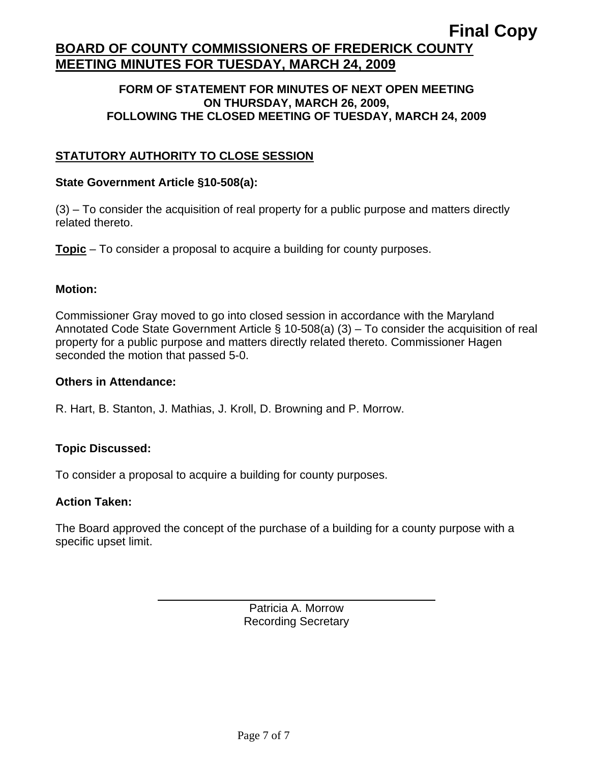**Final Copy**

# BOARD OF COUNTY COMMISSIONERS OF FREDERICK COUNTY MEETING MINUTES FOR TUESDAY, MARCH 24, 2009

### FORM OF STATEMENT FOR MINUTES OF NEXT OPEN MEETING ON THURSDAY, MARCH 26, 2009, FOLLOWING THE CLOSED MEETING OF TUESDAY, MARCH 24, 2009

## STATUTORY AUTHORITY TO CLOSE SESSION

**State Government Article §10-508(a):**

(3) – To consider the acquisition of real property for a public purpose and matters directly related thereto.

**Topic** – To consider a proposal to acquire a building for county purposes.

**Motion:**

Commissioner Gray moved to go into closed session in accordance with the Maryland Annotated Code State Government Article § 10-508(a) (3) – To consider the acquisition of real property for a public purpose and matters directly related thereto. Commissioner Hagen seconded the motion that passed 5-0.

**Others in Attendance:**

R. Hart, B. Stanton, J. Mathias, J. Kroll, D. Browning and P. Morrow.

**Topic Discussed:**

To consider a proposal to acquire a building for county purposes.

**Action Taken:**

The Board approved the concept of the purchase of a building for a county purpose with a specific upset limit.

Patricia A. Morrow
Recording Secretary